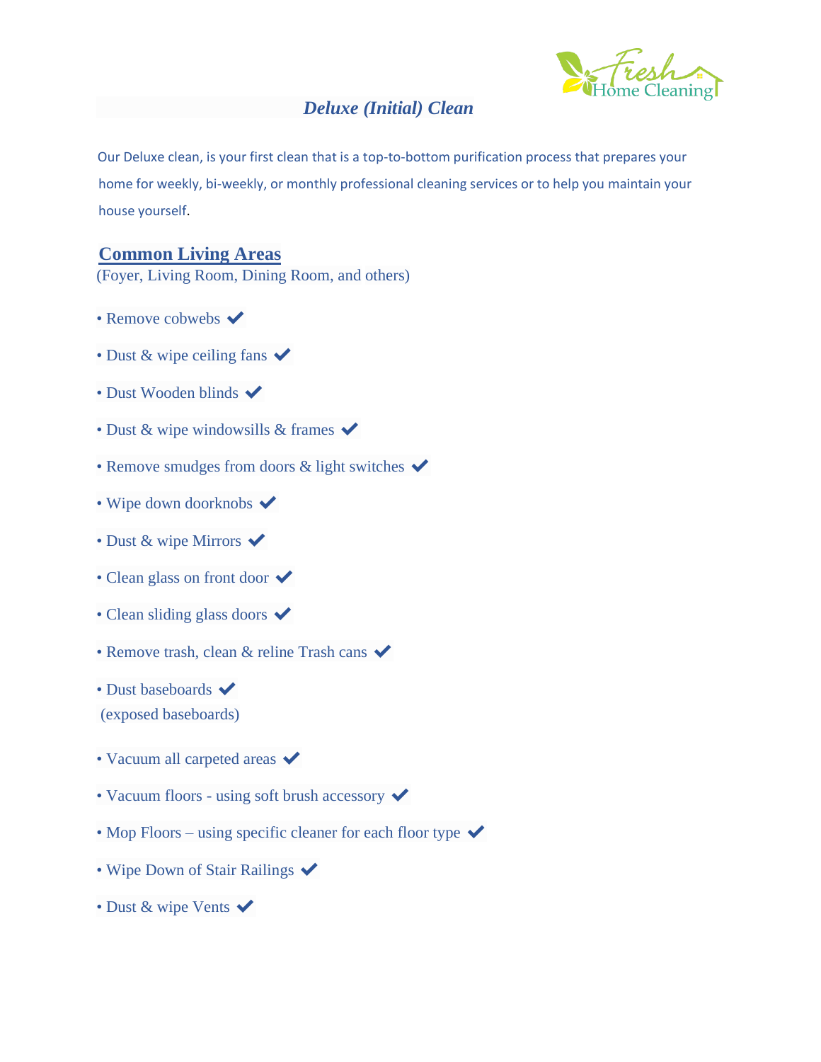# *Deluxe (Initial) Clean*

Our Deluxe clean, is your first clean that is a top-to-bottom purification process that prepares your home for weekly, bi-weekly, or monthly professional cleaning services or to help you maintain your house yourself.

## Common Living Areas

(Foyer, Living Room, Dining Room, and others)

- Remove cobwebs ✔
- Dust & wipe ceiling fans ✔
- Dust Wooden blinds ✔
- Dust & wipe windowsills & frames ✔
- Remove smudges from doors & light switches ✔
- Wipe down doorknobs ✔
- Dust & wipe Mirrors ✔
- Clean glass on front door ✔
- Clean sliding glass doors ✔
- Remove trash, clean & reline Trash cans ✔
- Dust baseboards ✔
  (exposed baseboards)
- Vacuum all carpeted areas ✔
- Vacuum floors - using soft brush accessory ✔
- Mop Floors – using specific cleaner for each floor type ✔
- Wipe Down of Stair Railings ✔
- Dust & wipe Vents ✔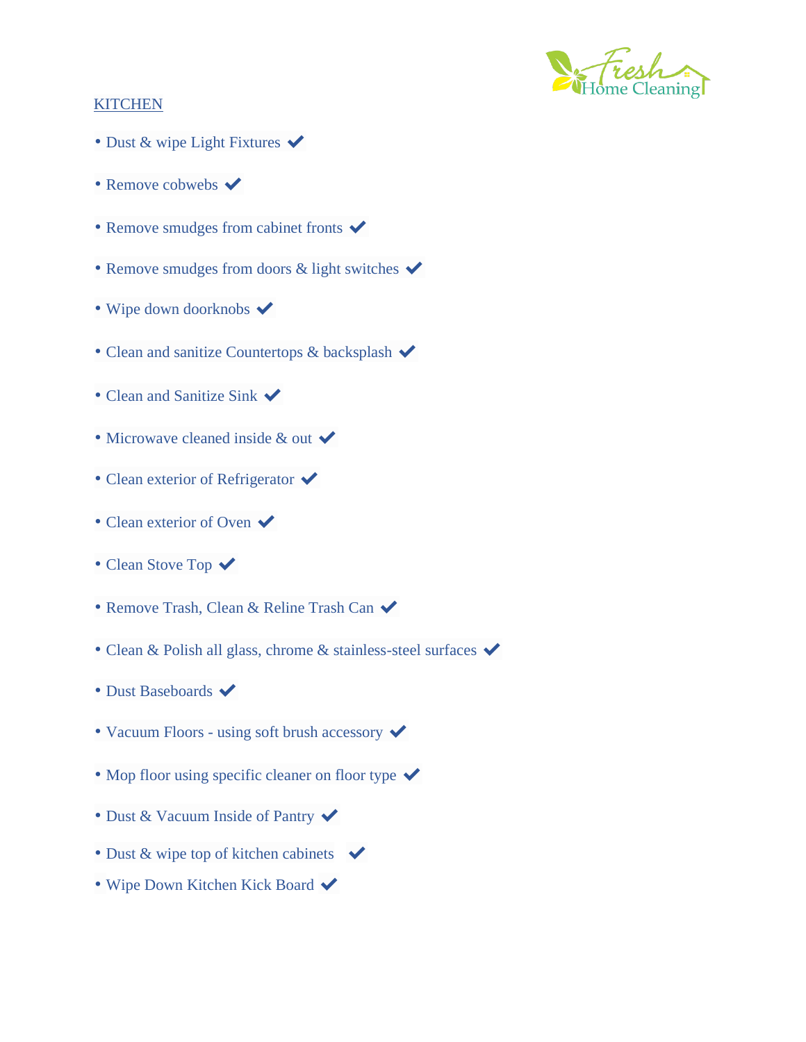## KITCHEN

- Dust & wipe Light Fixtures ✔
- Remove cobwebs ✔
- Remove smudges from cabinet fronts ✔
- Remove smudges from doors & light switches ✔
- Wipe down doorknobs ✔
- Clean and sanitize Countertops & backsplash ✔
- Clean and Sanitize Sink ✔
- Microwave cleaned inside & out ✔
- Clean exterior of Refrigerator ✔
- Clean exterior of Oven ✔
- Clean Stove Top ✔
- Remove Trash, Clean & Reline Trash Can ✔
- Clean & Polish all glass, chrome & stainless-steel surfaces ✔
- Dust Baseboards ✔
- Vacuum Floors - using soft brush accessory ✔
- Mop floor using specific cleaner on floor type ✔
- Dust & Vacuum Inside of Pantry ✔
- Dust & wipe top of kitchen cabinets ✔
- Wipe Down Kitchen Kick Board ✔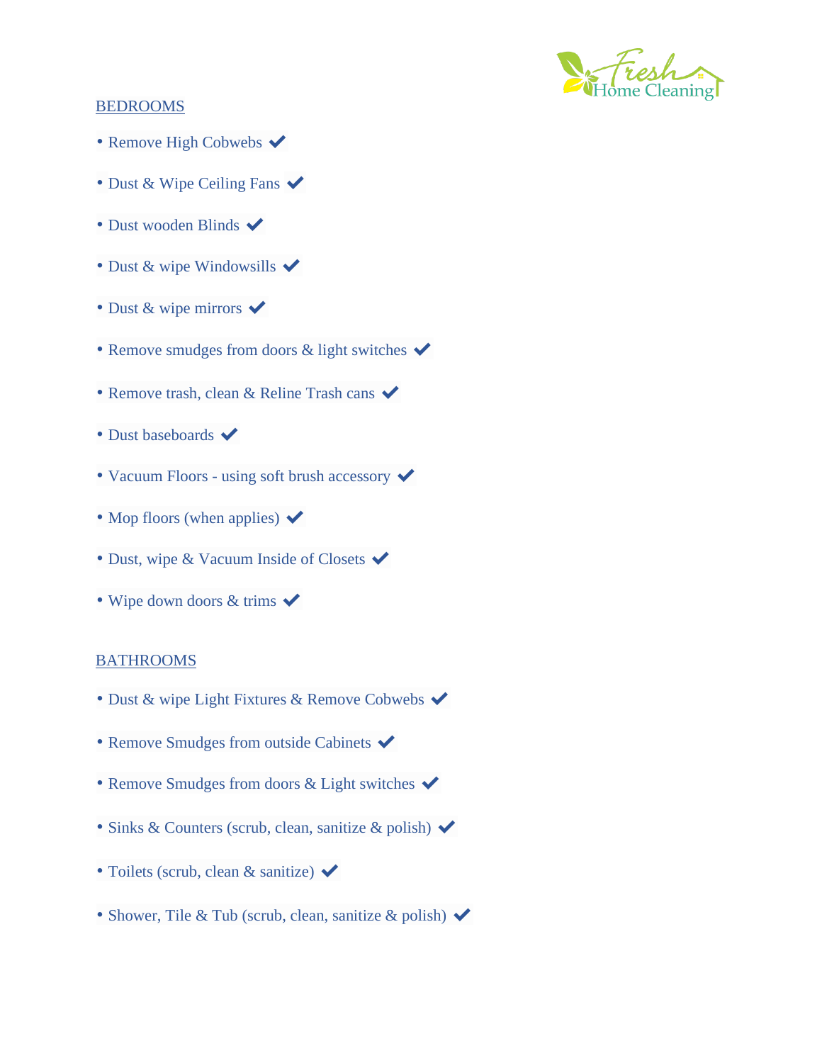## BEDROOMS

- Remove High Cobwebs ✔
- Dust & Wipe Ceiling Fans ✔
- Dust wooden Blinds ✔
- Dust & wipe Windowsills ✔
- Dust & wipe mirrors ✔
- Remove smudges from doors & light switches ✔
- Remove trash, clean & Reline Trash cans ✔
- Dust baseboards ✔
- Vacuum Floors - using soft brush accessory ✔
- Mop floors (when applies) ✔
- Dust, wipe & Vacuum Inside of Closets ✔
- Wipe down doors & trims ✔

## BATHROOMS

- Dust & wipe Light Fixtures & Remove Cobwebs ✔
- Remove Smudges from outside Cabinets ✔
- Remove Smudges from doors & Light switches ✔
- Sinks & Counters (scrub, clean, sanitize & polish) ✔
- Toilets (scrub, clean & sanitize) ✔
- Shower, Tile & Tub (scrub, clean, sanitize & polish) ✔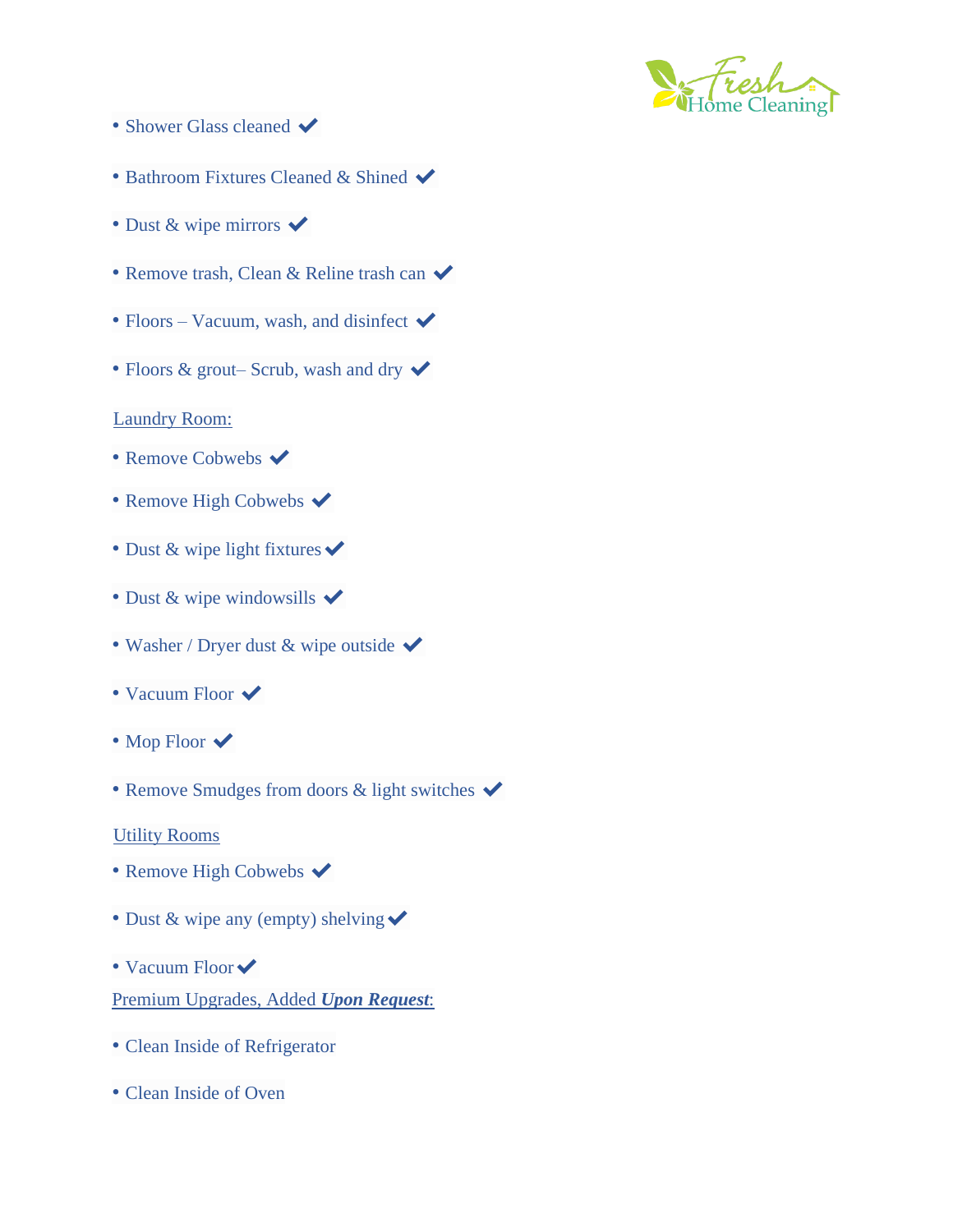- Shower Glass cleaned ✔
- Bathroom Fixtures Cleaned & Shined ✔
- Dust & wipe mirrors ✔
- Remove trash, Clean & Reline trash can ✔
- Floors – Vacuum, wash, and disinfect ✔
- Floors & grout– Scrub, wash and dry ✔

Laundry Room:

- Remove Cobwebs ✔
- Remove High Cobwebs ✔
- Dust & wipe light fixtures ✔
- Dust & wipe windowsills ✔
- Washer / Dryer dust & wipe outside ✔
- Vacuum Floor ✔
- Mop Floor ✔
- Remove Smudges from doors & light switches ✔

Utility Rooms

- Remove High Cobwebs ✔
- Dust & wipe any (empty) shelving ✔
- Vacuum Floor ✔

Premium Upgrades, Added ***Upon Request***:

- Clean Inside of Refrigerator
- Clean Inside of Oven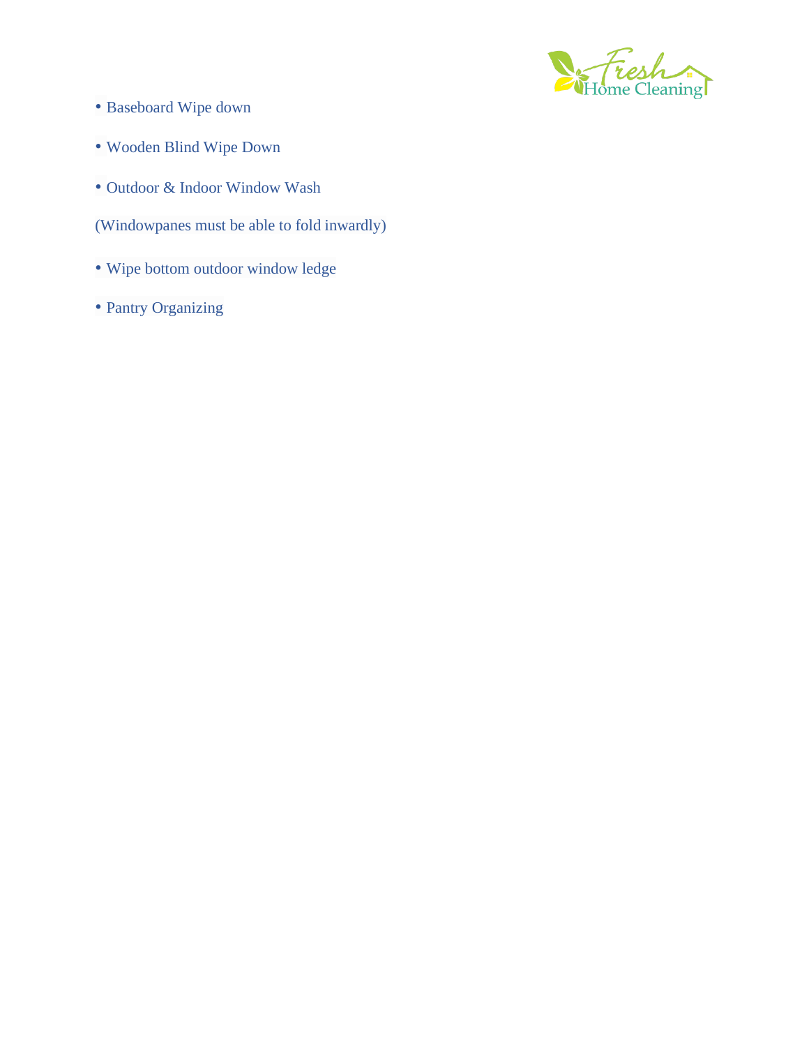- Baseboard Wipe down
- Wooden Blind Wipe Down
- Outdoor & Indoor Window Wash

(Windowpanes must be able to fold inwardly)

- Wipe bottom outdoor window ledge
- Pantry Organizing